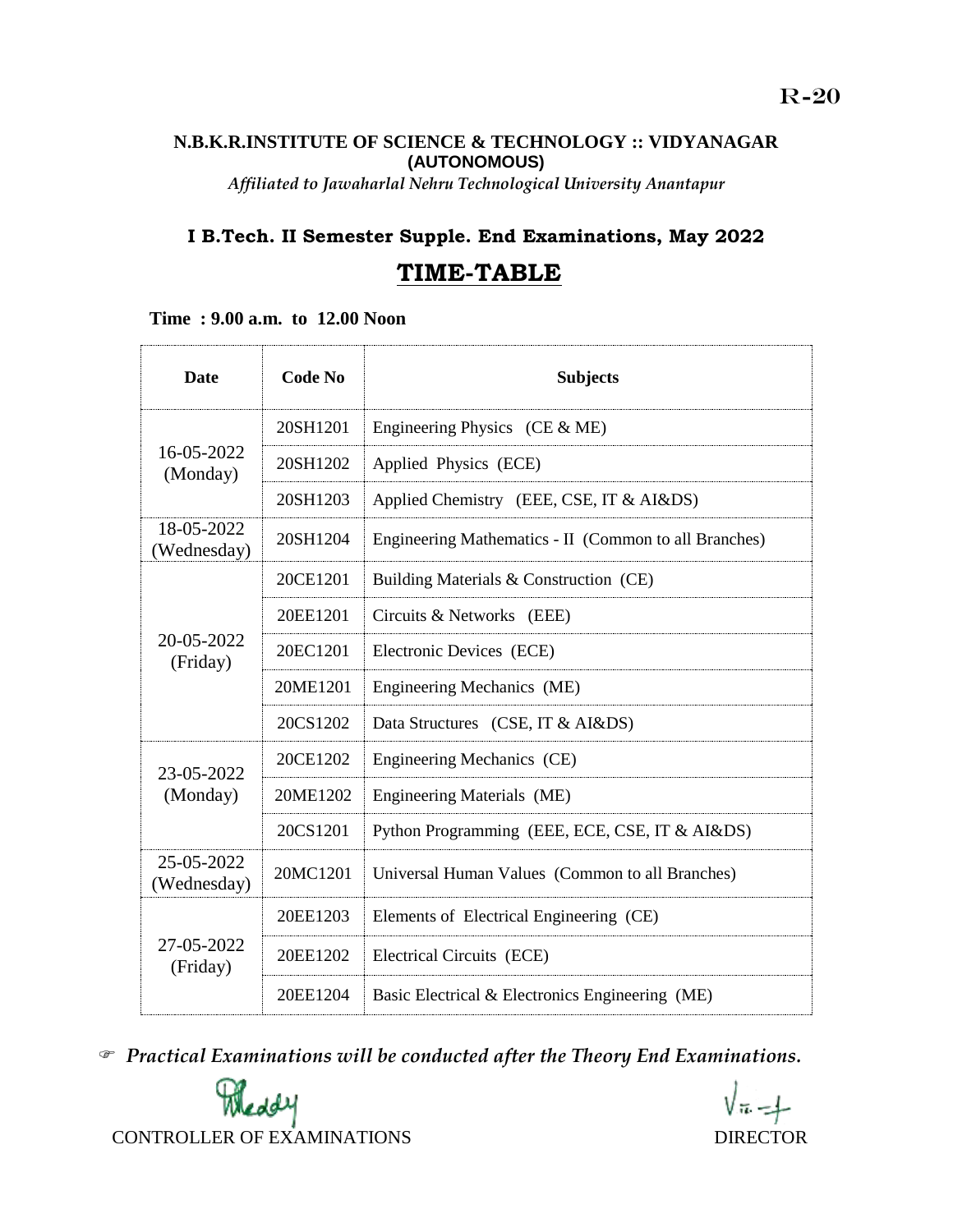R-20

**N.B.K.R.INSTITUTE OF SCIENCE & TECHNOLOGY :: VIDYANAGAR**
**(AUTONOMOUS)**
*Affiliated to Jawaharlal Nehru Technological University Anantapur*

## I B.Tech. II Semester Supple. End Examinations, May 2022

# TIME-TABLE

**Time : 9.00 a.m. to 12.00 Noon**

| Date | Code No | Subjects |
|---|---|---|
| 16-05-2022 (Monday) | 20SH1201 | Engineering Physics (CE & ME) |
| | 20SH1202 | Applied Physics (ECE) |
| | 20SH1203 | Applied Chemistry (EEE, CSE, IT & AI&DS) |
| 18-05-2022 (Wednesday) | 20SH1204 | Engineering Mathematics - II (Common to all Branches) |
| 20-05-2022 (Friday) | 20CE1201 | Building Materials & Construction (CE) |
| | 20EE1201 | Circuits & Networks (EEE) |
| | 20EC1201 | Electronic Devices (ECE) |
| | 20ME1201 | Engineering Mechanics (ME) |
| | 20CS1202 | Data Structures (CSE, IT & AI&DS) |
| 23-05-2022 (Monday) | 20CE1202 | Engineering Mechanics (CE) |
| | 20ME1202 | Engineering Materials (ME) |
| | 20CS1201 | Python Programming (EEE, ECE, CSE, IT & AI&DS) |
| 25-05-2022 (Wednesday) | 20MC1201 | Universal Human Values (Common to all Branches) |
| 27-05-2022 (Friday) | 20EE1203 | Elements of Electrical Engineering (CE) |
| | 20EE1202 | Electrical Circuits (ECE) |
| | 20EE1204 | Basic Electrical & Electronics Engineering (ME) |

☞ ***Practical Examinations will be conducted after the Theory End Examinations.***

CONTROLLER OF EXAMINATIONS | DIRECTOR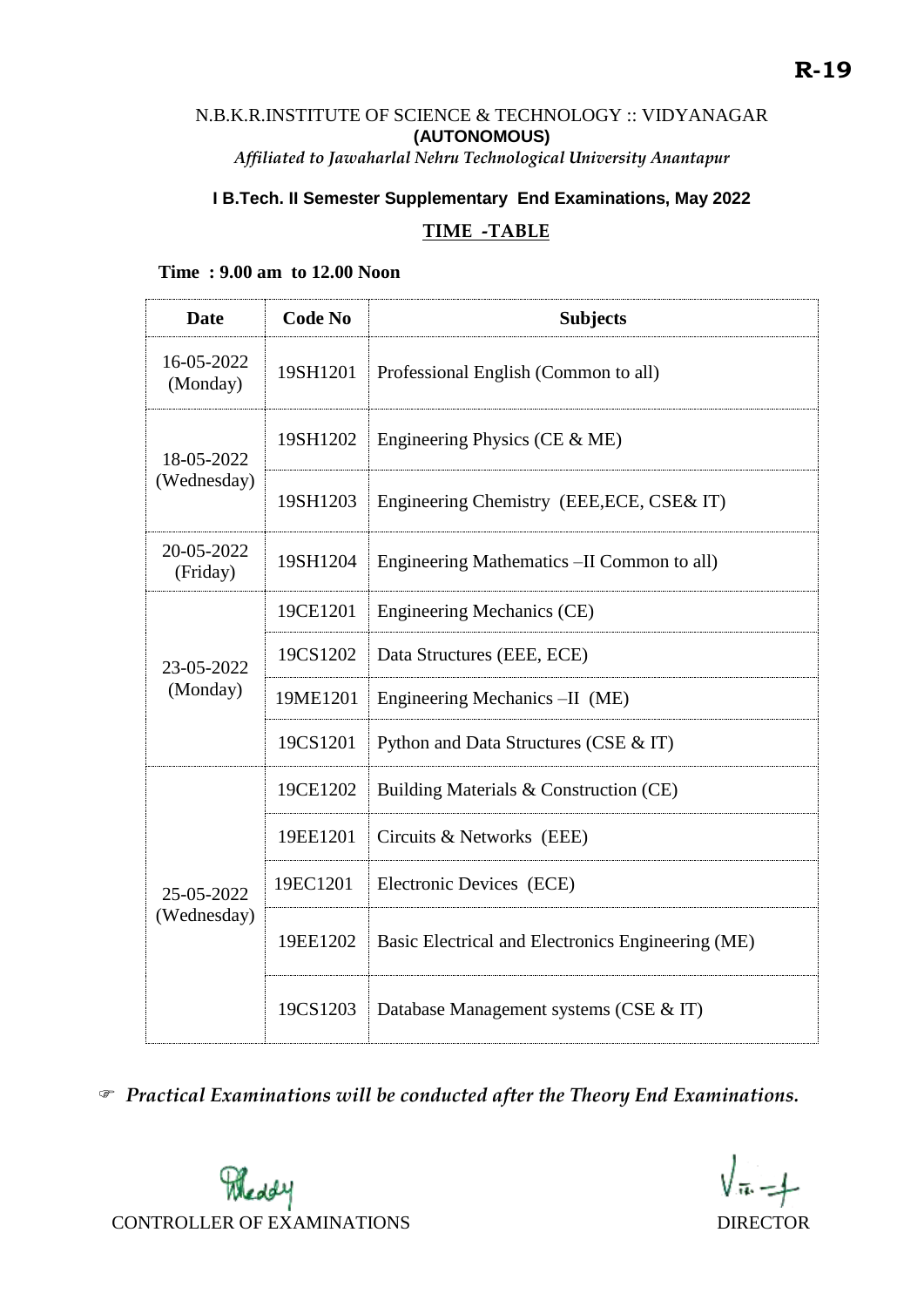**R-19**

N.B.K.R.INSTITUTE OF SCIENCE & TECHNOLOGY :: VIDYANAGAR
**(AUTONOMOUS)**
*Affiliated to Jawaharlal Nehru Technological University Anantapur*

**I B.Tech. II Semester Supplementary End Examinations, May 2022**

**TIME -TABLE**

**Time : 9.00 am to 12.00 Noon**

| Date | Code No | Subjects |
|---|---|---|
| 16-05-2022 (Monday) | 19SH1201 | Professional English (Common to all) |
| 18-05-2022 (Wednesday) | 19SH1202 | Engineering Physics (CE & ME) |
| | 19SH1203 | Engineering Chemistry (EEE,ECE, CSE& IT) |
| 20-05-2022 (Friday) | 19SH1204 | Engineering Mathematics –II Common to all) |
| 23-05-2022 (Monday) | 19CE1201 | Engineering Mechanics (CE) |
| | 19CS1202 | Data Structures (EEE, ECE) |
| | 19ME1201 | Engineering Mechanics –II (ME) |
| | 19CS1201 | Python and Data Structures (CSE & IT) |
| 25-05-2022 (Wednesday) | 19CE1202 | Building Materials & Construction (CE) |
| | 19EE1201 | Circuits & Networks (EEE) |
| | 19EC1201 | Electronic Devices (ECE) |
| | 19EE1202 | Basic Electrical and Electronics Engineering (ME) |
| | 19CS1203 | Database Management systems (CSE & IT) |

☞ *Practical Examinations will be conducted after the Theory End Examinations.*

CONTROLLER OF EXAMINATIONS

DIRECTOR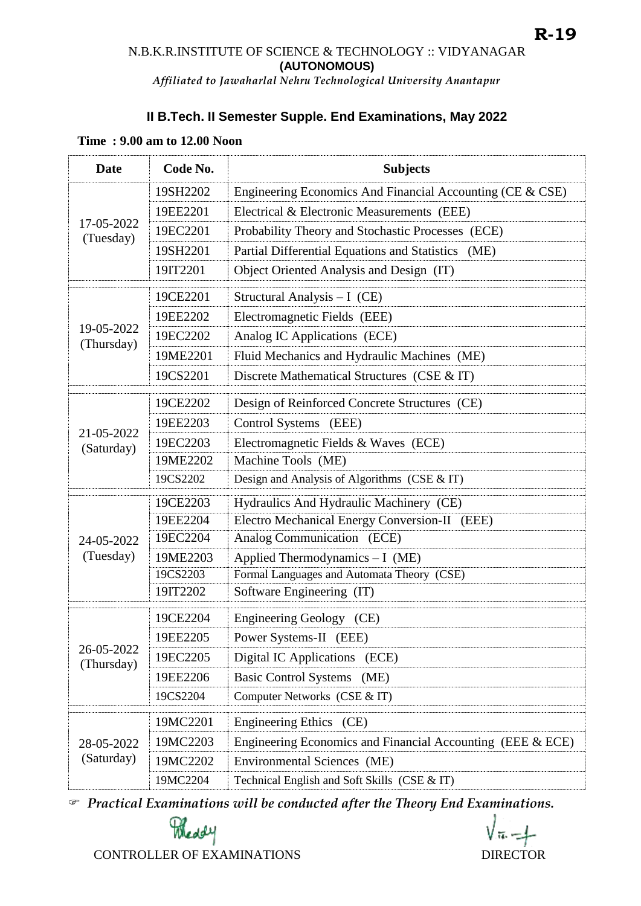**R-19**

N.B.K.R.INSTITUTE OF SCIENCE & TECHNOLOGY :: VIDYANAGAR

**(AUTONOMOUS)**

*Affiliated to Jawaharlal Nehru Technological University Anantapur*

## II B.Tech. II Semester Supple. End Examinations, May 2022

**Time : 9.00 am to 12.00 Noon**

| Date | Code No. | Subjects |
|---|---|---|
| 17-05-2022 (Tuesday) | 19SH2202 | Engineering Economics And Financial Accounting (CE & CSE) |
| | 19EE2201 | Electrical & Electronic Measurements (EEE) |
| | 19EC2201 | Probability Theory and Stochastic Processes (ECE) |
| | 19SH2201 | Partial Differential Equations and Statistics (ME) |
| | 19IT2201 | Object Oriented Analysis and Design (IT) |
| 19-05-2022 (Thursday) | 19CE2201 | Structural Analysis – I (CE) |
| | 19EE2202 | Electromagnetic Fields (EEE) |
| | 19EC2202 | Analog IC Applications (ECE) |
| | 19ME2201 | Fluid Mechanics and Hydraulic Machines (ME) |
| | 19CS2201 | Discrete Mathematical Structures (CSE & IT) |
| 21-05-2022 (Saturday) | 19CE2202 | Design of Reinforced Concrete Structures (CE) |
| | 19EE2203 | Control Systems (EEE) |
| | 19EC2203 | Electromagnetic Fields & Waves (ECE) |
| | 19ME2202 | Machine Tools (ME) |
| | 19CS2202 | Design and Analysis of Algorithms (CSE & IT) |
| 24-05-2022 (Tuesday) | 19CE2203 | Hydraulics And Hydraulic Machinery (CE) |
| | 19EE2204 | Electro Mechanical Energy Conversion-II (EEE) |
| | 19EC2204 | Analog Communication (ECE) |
| | 19ME2203 | Applied Thermodynamics – I (ME) |
| | 19CS2203 | Formal Languages and Automata Theory (CSE) |
| | 19IT2202 | Software Engineering (IT) |
| 26-05-2022 (Thursday) | 19CE2204 | Engineering Geology (CE) |
| | 19EE2205 | Power Systems-II (EEE) |
| | 19EC2205 | Digital IC Applications (ECE) |
| | 19EE2206 | Basic Control Systems (ME) |
| | 19CS2204 | Computer Networks (CSE & IT) |
| 28-05-2022 (Saturday) | 19MC2201 | Engineering Ethics (CE) |
| | 19MC2203 | Engineering Economics and Financial Accounting (EEE & ECE) |
| | 19MC2202 | Environmental Sciences (ME) |
| | 19MC2204 | Technical English and Soft Skills (CSE & IT) |

☞ ***Practical Examinations will be conducted after the Theory End Examinations.***

CONTROLLER OF EXAMINATIONS

DIRECTOR